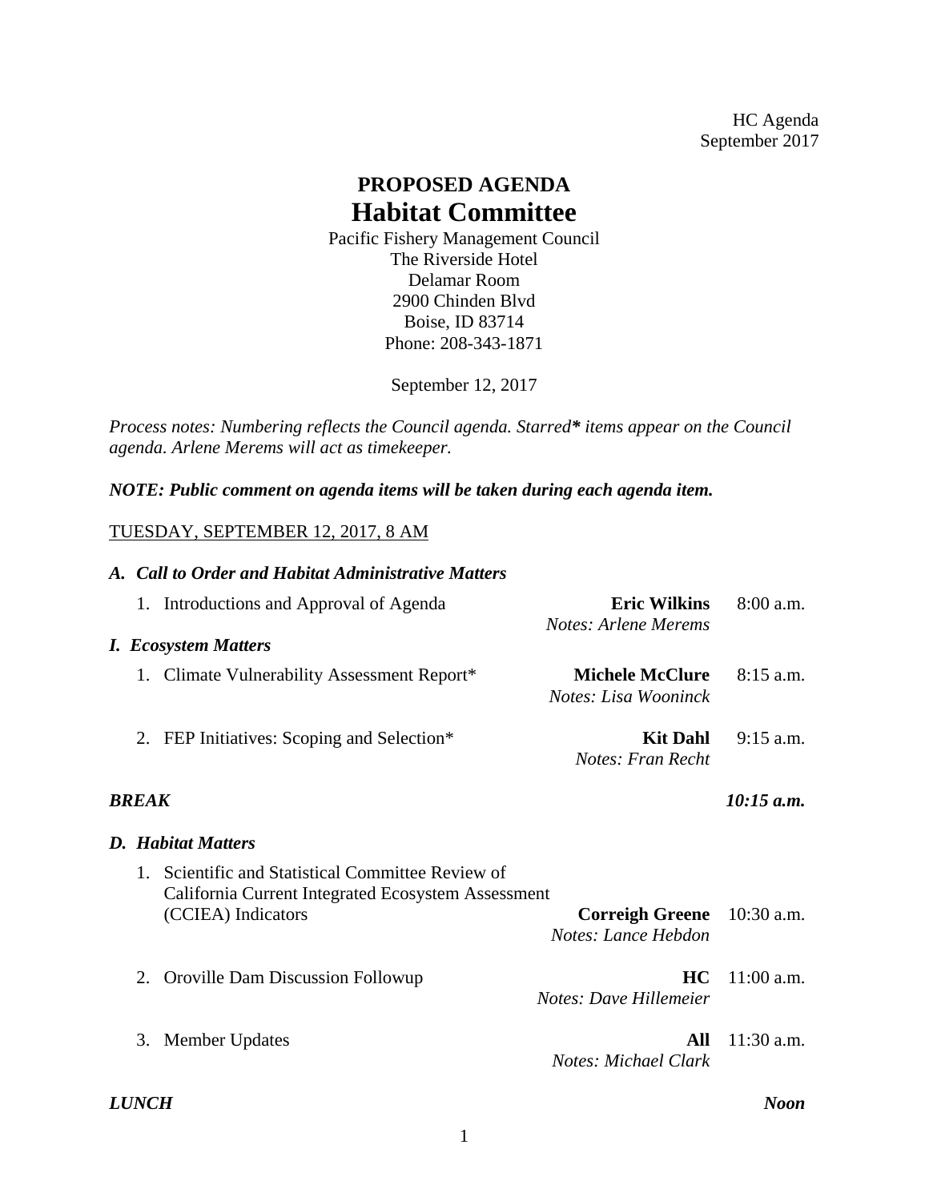HC Agenda
September 2017

# PROPOSED AGENDA
# Habitat Committee

Pacific Fishery Management Council
The Riverside Hotel
Delamar Room
2900 Chinden Blvd
Boise, ID 83714
Phone: 208-343-1871

September 12, 2017

*Process notes: Numbering reflects the Council agenda. Starred**\*** items appear on the Council agenda. Arlene Merems will act as timekeeper.*

***NOTE: Public comment on agenda items will be taken during each agenda item.***

TUESDAY, SEPTEMBER 12, 2017, 8 AM

### *A. Call to Order and Habitat Administrative Matters*

1. Introductions and Approval of Agenda — **Eric Wilkins** — 8:00 a.m.
   *Notes: Arlene Merems*

### *I. Ecosystem Matters*

1. Climate Vulnerability Assessment Report* — **Michele McClure** — 8:15 a.m.
   *Notes: Lisa Wooninck*

2. FEP Initiatives: Scoping and Selection* — **Kit Dahl** — 9:15 a.m.
   *Notes: Fran Recht*

***BREAK*** — ***10:15 a.m.***

### *D. Habitat Matters*

1. Scientific and Statistical Committee Review of California Current Integrated Ecosystem Assessment (CCIEA) Indicators — **Correigh Greene** — 10:30 a.m.
   *Notes: Lance Hebdon*

2. Oroville Dam Discussion Followup — **HC** — 11:00 a.m.
   *Notes: Dave Hillemeier*

3. Member Updates — **All** — 11:30 a.m.
   *Notes: Michael Clark*

***LUNCH*** — ***Noon***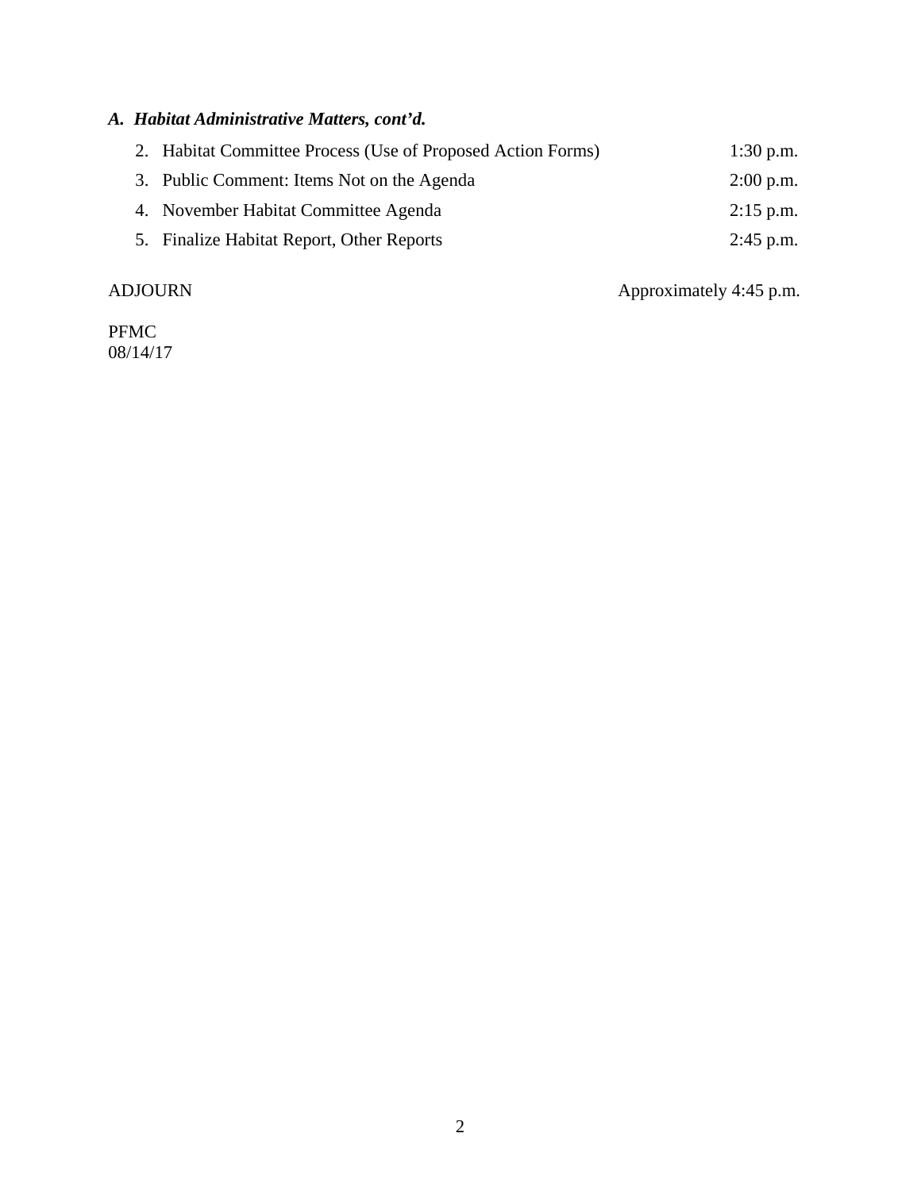***A. Habitat Administrative Matters, cont'd.***

| | | |
|---|---|---|
| 2. | Habitat Committee Process (Use of Proposed Action Forms) | 1:30 p.m. |
| 3. | Public Comment: Items Not on the Agenda | 2:00 p.m. |
| 4. | November Habitat Committee Agenda | 2:15 p.m. |
| 5. | Finalize Habitat Report, Other Reports | 2:45 p.m. |

ADJOURN Approximately 4:45 p.m.

PFMC
08/14/17